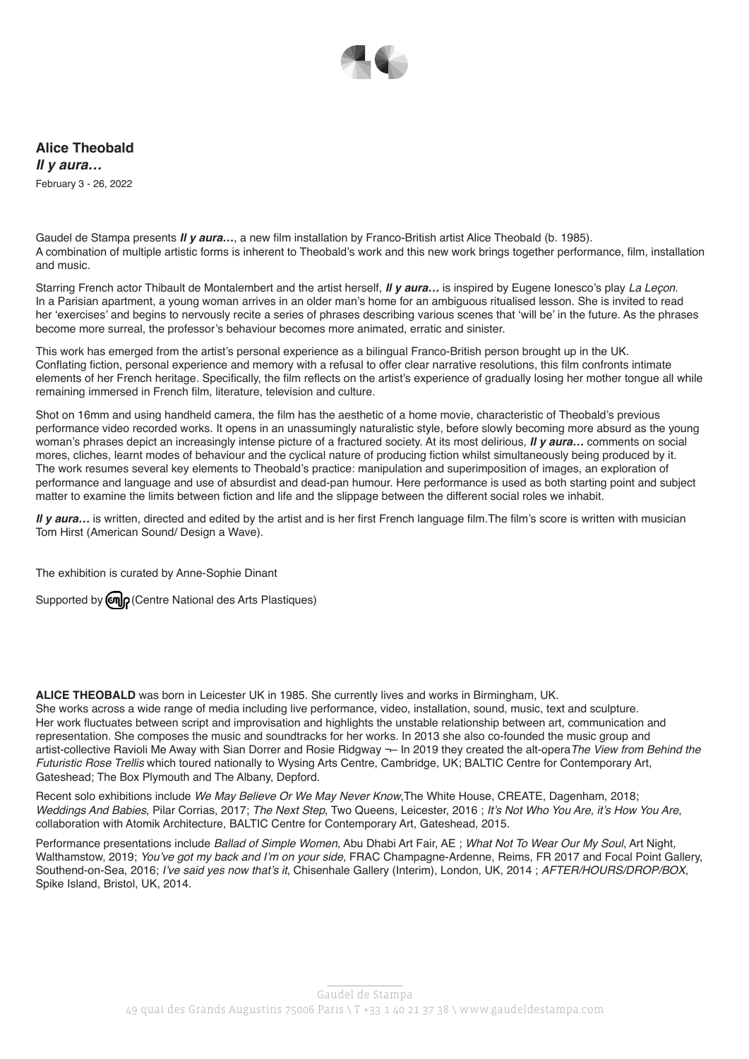**Alice Theobald**
***Il y aura…***
February 3 - 26, 2022

Gaudel de Stampa presents ***Il y aura…***, a new film installation by Franco-British artist Alice Theobald (b. 1985).
A combination of multiple artistic forms is inherent to Theobald's work and this new work brings together performance, film, installation and music.

Starring French actor Thibault de Montalembert and the artist herself, ***Il y aura…*** is inspired by Eugene Ionesco's play *La Leçon*. In a Parisian apartment, a young woman arrives in an older man's home for an ambiguous ritualised lesson. She is invited to read her 'exercises' and begins to nervously recite a series of phrases describing various scenes that 'will be' in the future. As the phrases become more surreal, the professor's behaviour becomes more animated, erratic and sinister.

This work has emerged from the artist's personal experience as a bilingual Franco-British person brought up in the UK. Conflating fiction, personal experience and memory with a refusal to offer clear narrative resolutions, this film confronts intimate elements of her French heritage. Specifically, the film reflects on the artist's experience of gradually losing her mother tongue all while remaining immersed in French film, literature, television and culture.

Shot on 16mm and using handheld camera, the film has the aesthetic of a home movie, characteristic of Theobald's previous performance video recorded works. It opens in an unassumingly naturalistic style, before slowly becoming more absurd as the young woman's phrases depict an increasingly intense picture of a fractured society. At its most delirious, ***Il y aura…*** comments on social mores, cliches, learnt modes of behaviour and the cyclical nature of producing fiction whilst simultaneously being produced by it. The work resumes several key elements to Theobald's practice: manipulation and superimposition of images, an exploration of performance and language and use of absurdist and dead-pan humour. Here performance is used as both starting point and subject matter to examine the limits between fiction and life and the slippage between the different social roles we inhabit.

***Il y aura…*** is written, directed and edited by the artist and is her first French language film.The film's score is written with musician Tom Hirst (American Sound/ Design a Wave).

The exhibition is curated by Anne-Sophie Dinant

Supported by cnap (Centre National des Arts Plastiques)

**ALICE THEOBALD** was born in Leicester UK in 1985. She currently lives and works in Birmingham, UK.
She works across a wide range of media including live performance, video, installation, sound, music, text and sculpture. Her work fluctuates between script and improvisation and highlights the unstable relationship between art, communication and representation. She composes the music and soundtracks for her works. In 2013 she also co-founded the music group and artist-collective Ravioli Me Away with Sian Dorrer and Rosie Ridgway ¬– In 2019 they created the alt-opera *The View from Behind the Futuristic Rose Trellis* which toured nationally to Wysing Arts Centre, Cambridge, UK; BALTIC Centre for Contemporary Art, Gateshead; The Box Plymouth and The Albany, Depford.

Recent solo exhibitions include *We May Believe Or We May Never Know*,The White House, CREATE, Dagenham, 2018; *Weddings And Babies*, Pilar Corrias, 2017; *The Next Step*, Two Queens, Leicester, 2016 ; *It's Not Who You Are, it's How You Are*, collaboration with Atomik Architecture, BALTIC Centre for Contemporary Art, Gateshead, 2015.

Performance presentations include *Ballad of Simple Women*, Abu Dhabi Art Fair, AE ; *What Not To Wear Our My Soul*, Art Night, Walthamstow, 2019; *You've got my back and I'm on your side*, FRAC Champagne-Ardenne, Reims, FR 2017 and Focal Point Gallery, Southend-on-Sea, 2016; *I've said yes now that's it*, Chisenhale Gallery (Interim), London, UK, 2014 ; *AFTER/HOURS/DROP/BOX*, Spike Island, Bristol, UK, 2014.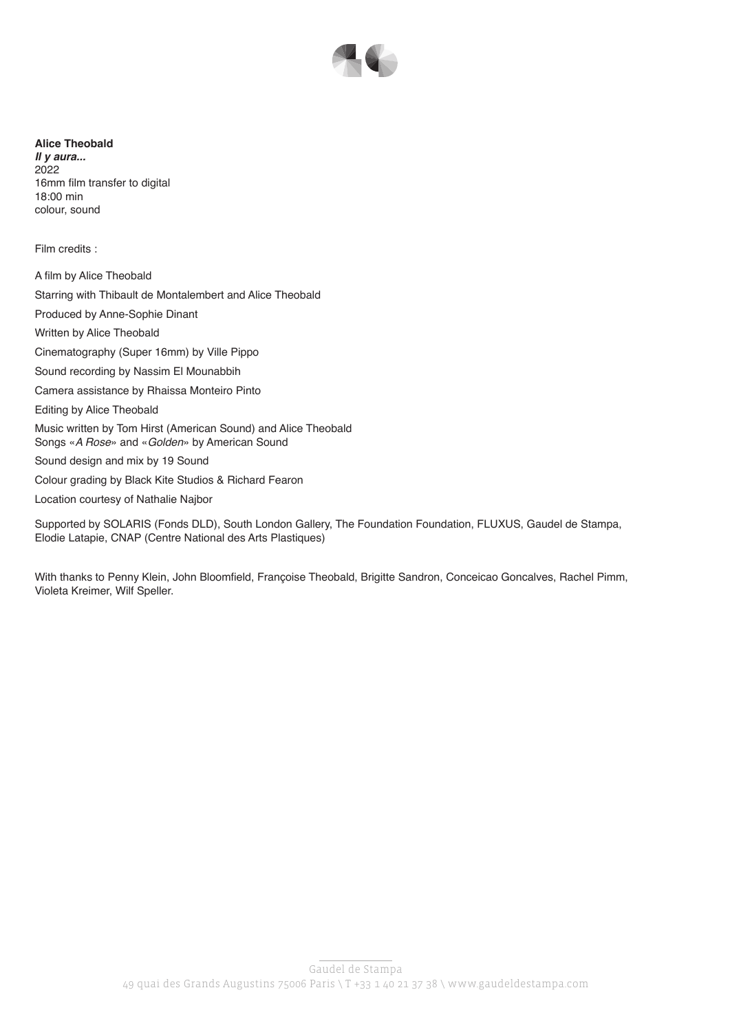**Alice Theobald**
***Il y aura...***
2022
16mm film transfer to digital
18:00 min
colour, sound

Film credits :

A film by Alice Theobald

Starring with Thibault de Montalembert and Alice Theobald

Produced by Anne-Sophie Dinant

Written by Alice Theobald

Cinematography (Super 16mm) by Ville Pippo

Sound recording by Nassim El Mounabbih

Camera assistance by Rhaissa Monteiro Pinto

Editing by Alice Theobald

Music written by Tom Hirst (American Sound) and Alice Theobald
Songs «*A Rose*» and «*Golden*» by American Sound

Sound design and mix by 19 Sound

Colour grading by Black Kite Studios & Richard Fearon

Location courtesy of Nathalie Najbor

Supported by SOLARIS (Fonds DLD), South London Gallery, The Foundation Foundation, FLUXUS, Gaudel de Stampa, Elodie Latapie, CNAP (Centre National des Arts Plastiques)

With thanks to Penny Klein, John Bloomfield, Françoise Theobald, Brigitte Sandron, Conceicao Goncalves, Rachel Pimm, Violeta Kreimer, Wilf Speller.